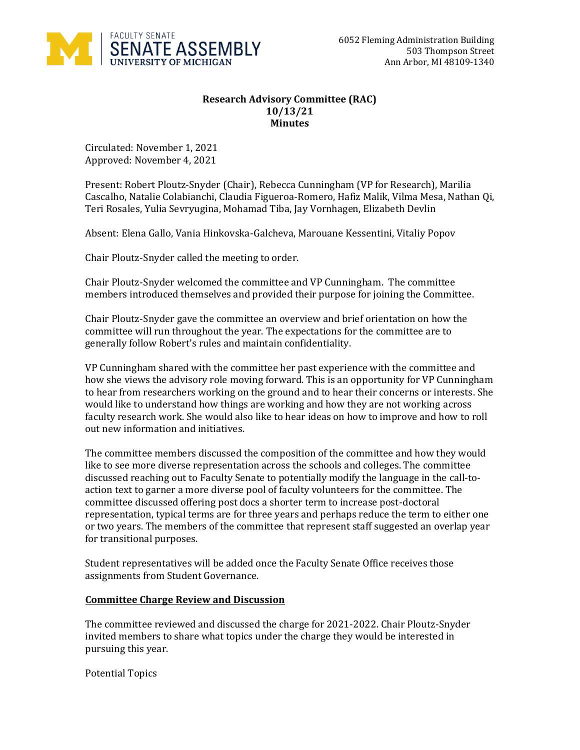FACULTY SENATE
SENATE ASSEMBLY
UNIVERSITY OF MICHIGAN

6052 Fleming Administration Building
503 Thompson Street
Ann Arbor, MI 48109-1340

**Research Advisory Committee (RAC)**
**10/13/21**
**Minutes**

Circulated: November 1, 2021
Approved: November 4, 2021

Present: Robert Ploutz-Snyder (Chair), Rebecca Cunningham (VP for Research), Marilia Cascalho, Natalie Colabianchi, Claudia Figueroa-Romero, Hafiz Malik, Vilma Mesa, Nathan Qi, Teri Rosales, Yulia Sevryugina, Mohamad Tiba, Jay Vornhagen, Elizabeth Devlin

Absent: Elena Gallo, Vania Hinkovska-Galcheva, Marouane Kessentini, Vitaliy Popov

Chair Ploutz-Snyder called the meeting to order.

Chair Ploutz-Snyder welcomed the committee and VP Cunningham. The committee members introduced themselves and provided their purpose for joining the Committee.

Chair Ploutz-Snyder gave the committee an overview and brief orientation on how the committee will run throughout the year. The expectations for the committee are to generally follow Robert's rules and maintain confidentiality.

VP Cunningham shared with the committee her past experience with the committee and how she views the advisory role moving forward. This is an opportunity for VP Cunningham to hear from researchers working on the ground and to hear their concerns or interests. She would like to understand how things are working and how they are not working across faculty research work. She would also like to hear ideas on how to improve and how to roll out new information and initiatives.

The committee members discussed the composition of the committee and how they would like to see more diverse representation across the schools and colleges. The committee discussed reaching out to Faculty Senate to potentially modify the language in the call-to-action text to garner a more diverse pool of faculty volunteers for the committee. The committee discussed offering post docs a shorter term to increase post-doctoral representation, typical terms are for three years and perhaps reduce the term to either one or two years. The members of the committee that represent staff suggested an overlap year for transitional purposes.

Student representatives will be added once the Faculty Senate Office receives those assignments from Student Governance.

**<u>Committee Charge Review and Discussion</u>**

The committee reviewed and discussed the charge for 2021-2022. Chair Ploutz-Snyder invited members to share what topics under the charge they would be interested in pursuing this year.

Potential Topics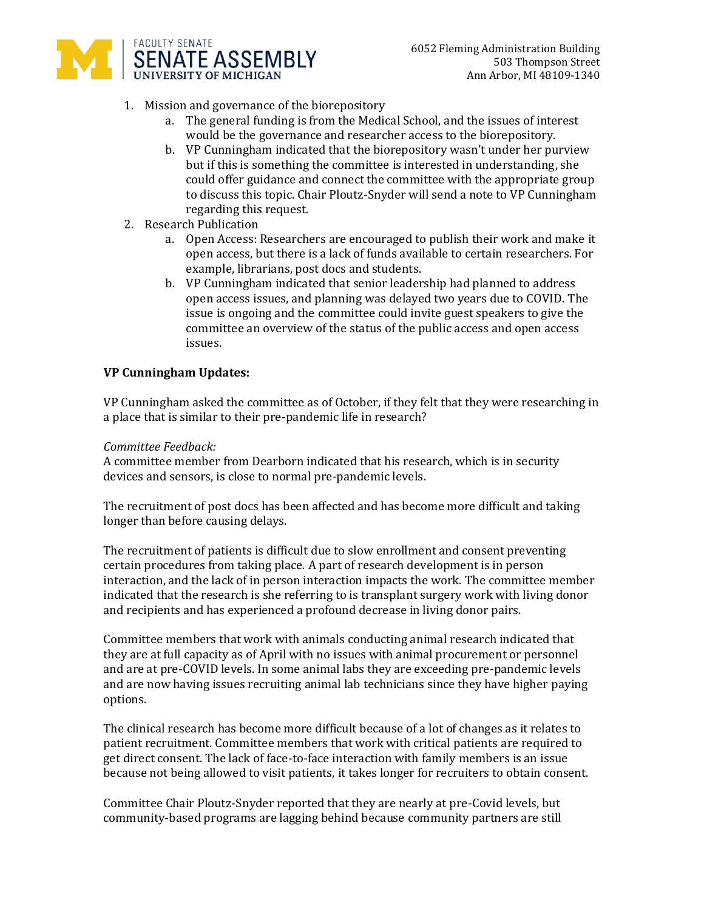1. Mission and governance of the biorepository
    a. The general funding is from the Medical School, and the issues of interest would be the governance and researcher access to the biorepository.
    b. VP Cunningham indicated that the biorepository wasn't under her purview but if this is something the committee is interested in understanding, she could offer guidance and connect the committee with the appropriate group to discuss this topic. Chair Ploutz-Snyder will send a note to VP Cunningham regarding this request.
2. Research Publication
    a. Open Access: Researchers are encouraged to publish their work and make it open access, but there is a lack of funds available to certain researchers. For example, librarians, post docs and students.
    b. VP Cunningham indicated that senior leadership had planned to address open access issues, and planning was delayed two years due to COVID. The issue is ongoing and the committee could invite guest speakers to give the committee an overview of the status of the public access and open access issues.

**VP Cunningham Updates:**

VP Cunningham asked the committee as of October, if they felt that they were researching in a place that is similar to their pre-pandemic life in research?

*Committee Feedback:*
A committee member from Dearborn indicated that his research, which is in security devices and sensors, is close to normal pre-pandemic levels.

The recruitment of post docs has been affected and has become more difficult and taking longer than before causing delays.

The recruitment of patients is difficult due to slow enrollment and consent preventing certain procedures from taking place. A part of research development is in person interaction, and the lack of in person interaction impacts the work. The committee member indicated that the research is she referring to is transplant surgery work with living donor and recipients and has experienced a profound decrease in living donor pairs.

Committee members that work with animals conducting animal research indicated that they are at full capacity as of April with no issues with animal procurement or personnel and are at pre-COVID levels. In some animal labs they are exceeding pre-pandemic levels and are now having issues recruiting animal lab technicians since they have higher paying options.

The clinical research has become more difficult because of a lot of changes as it relates to patient recruitment. Committee members that work with critical patients are required to get direct consent. The lack of face-to-face interaction with family members is an issue because not being allowed to visit patients, it takes longer for recruiters to obtain consent.

Committee Chair Ploutz-Snyder reported that they are nearly at pre-Covid levels, but community-based programs are lagging behind because community partners are still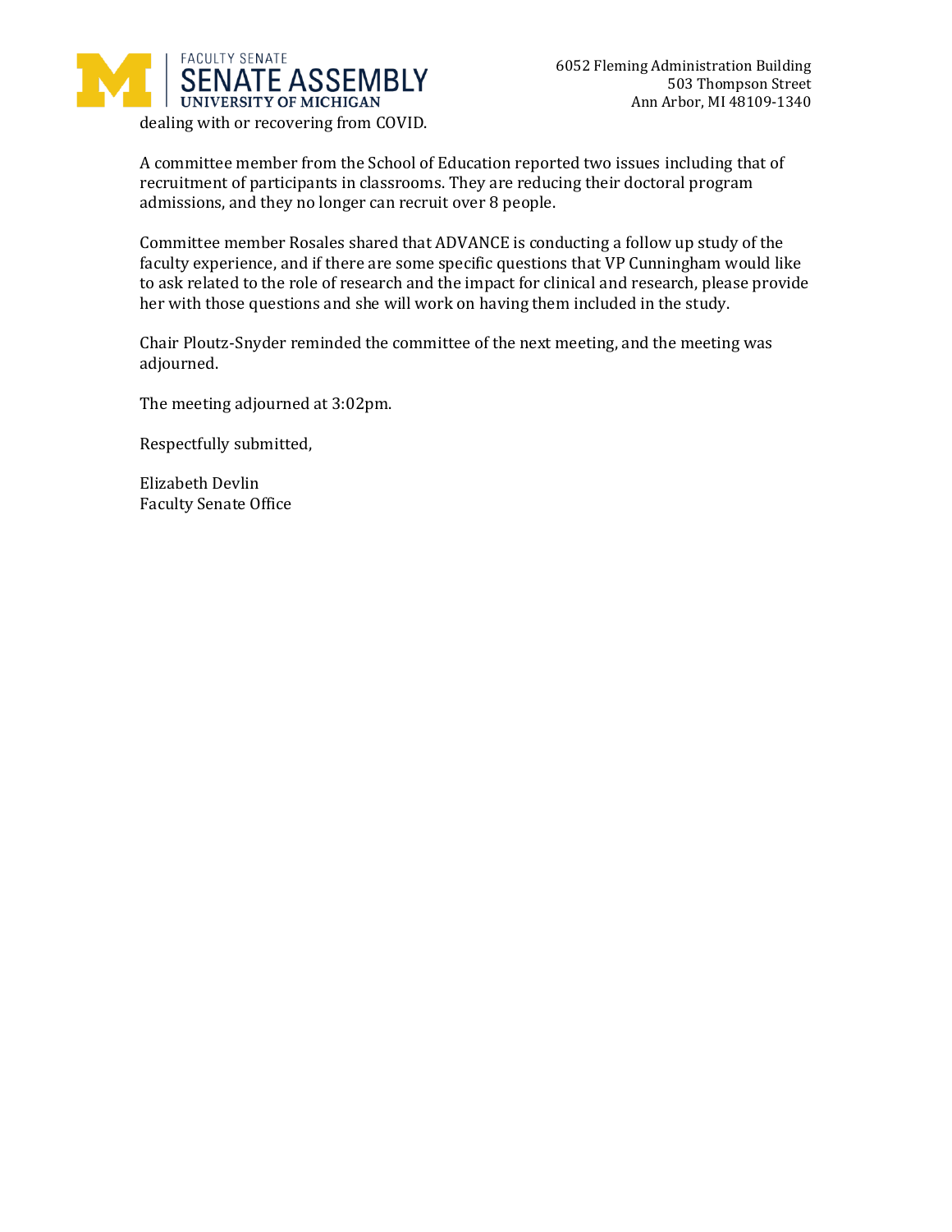dealing with or recovering from COVID.

A committee member from the School of Education reported two issues including that of recruitment of participants in classrooms. They are reducing their doctoral program admissions, and they no longer can recruit over 8 people.

Committee member Rosales shared that ADVANCE is conducting a follow up study of the faculty experience, and if there are some specific questions that VP Cunningham would like to ask related to the role of research and the impact for clinical and research, please provide her with those questions and she will work on having them included in the study.

Chair Ploutz-Snyder reminded the committee of the next meeting, and the meeting was adjourned.

The meeting adjourned at 3:02pm.

Respectfully submitted,

Elizabeth Devlin
Faculty Senate Office